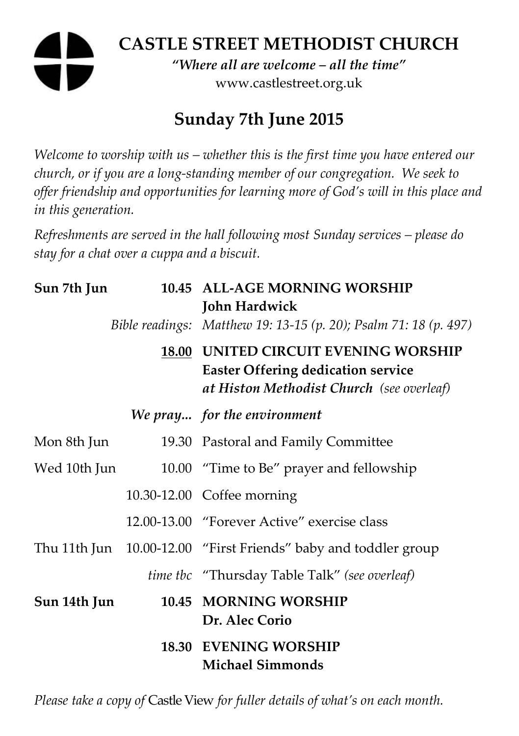# CASTLE STREET METHODIST CHURCH

*"Where all are welcome – all the time"*

www.castlestreet.org.uk

## Sunday 7th June 2015

*Welcome to worship with us – whether this is the first time you have entered our church, or if you are a long-standing member of our congregation. We seek to offer friendship and opportunities for learning more of God's will in this place and in this generation.*

*Refreshments are served in the hall following most Sunday services – please do stay for a chat over a cuppa and a biscuit.*

| | | |
|---|---|---|
| **Sun 7th Jun** | **10.45** | **ALL-AGE MORNING WORSHIP**<br>**John Hardwick** |
| | *Bible readings:* | *Matthew 19: 13-15 (p. 20); Psalm 71: 18 (p. 497)* |
| | **<u>18.00</u>** | **UNITED CIRCUIT EVENING WORSHIP**<br>**Easter Offering dedication service**<br>***at Histon Methodist Church*** *(see overleaf)* |
| | ***We pray...*** | ***for the environment*** |
| Mon 8th Jun | 19.30 | Pastoral and Family Committee |
| Wed 10th Jun | 10.00 | "Time to Be" prayer and fellowship |
| | 10.30-12.00 | Coffee morning |
| | 12.00-13.00 | "Forever Active" exercise class |
| Thu 11th Jun | 10.00-12.00 | "First Friends" baby and toddler group |
| | *time tbc* | "Thursday Table Talk" *(see overleaf)* |
| **Sun 14th Jun** | **10.45** | **MORNING WORSHIP**<br>**Dr. Alec Corio** |
| | **18.30** | **EVENING WORSHIP**<br>**Michael Simmonds** |

*Please take a copy of* Castle View *for fuller details of what's on each month.*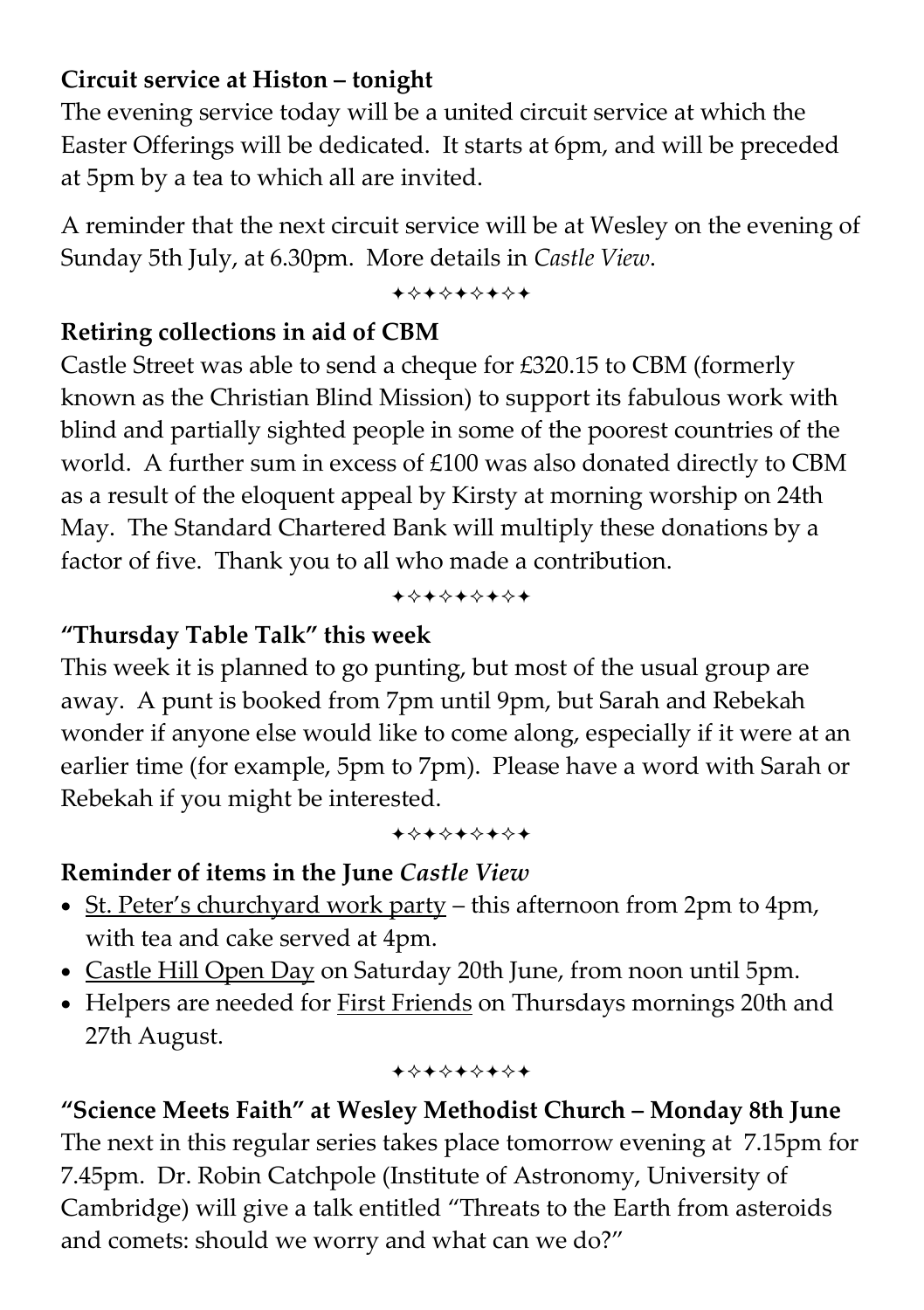**Circuit service at Histon – tonight**

The evening service today will be a united circuit service at which the Easter Offerings will be dedicated. It starts at 6pm, and will be preceded at 5pm by a tea to which all are invited.

A reminder that the next circuit service will be at Wesley on the evening of Sunday 5th July, at 6.30pm. More details in *Castle View*.

✦✧✦✧✦✧✦✧✦

**Retiring collections in aid of CBM**

Castle Street was able to send a cheque for £320.15 to CBM (formerly known as the Christian Blind Mission) to support its fabulous work with blind and partially sighted people in some of the poorest countries of the world. A further sum in excess of £100 was also donated directly to CBM as a result of the eloquent appeal by Kirsty at morning worship on 24th May. The Standard Chartered Bank will multiply these donations by a factor of five. Thank you to all who made a contribution.

✦✧✦✧✦✧✦✧✦

**"Thursday Table Talk" this week**

This week it is planned to go punting, but most of the usual group are away. A punt is booked from 7pm until 9pm, but Sarah and Rebekah wonder if anyone else would like to come along, especially if it were at an earlier time (for example, 5pm to 7pm). Please have a word with Sarah or Rebekah if you might be interested.

✦✧✦✧✦✧✦✧✦

**Reminder of items in the June *Castle View***

- <u>St. Peter's churchyard work party</u> – this afternoon from 2pm to 4pm, with tea and cake served at 4pm.
- <u>Castle Hill Open Day</u> on Saturday 20th June, from noon until 5pm.
- Helpers are needed for <u>First Friends</u> on Thursdays mornings 20th and 27th August.

✦✧✦✧✦✧✦✧✦

**"Science Meets Faith" at Wesley Methodist Church – Monday 8th June**

The next in this regular series takes place tomorrow evening at 7.15pm for 7.45pm. Dr. Robin Catchpole (Institute of Astronomy, University of Cambridge) will give a talk entitled "Threats to the Earth from asteroids and comets: should we worry and what can we do?"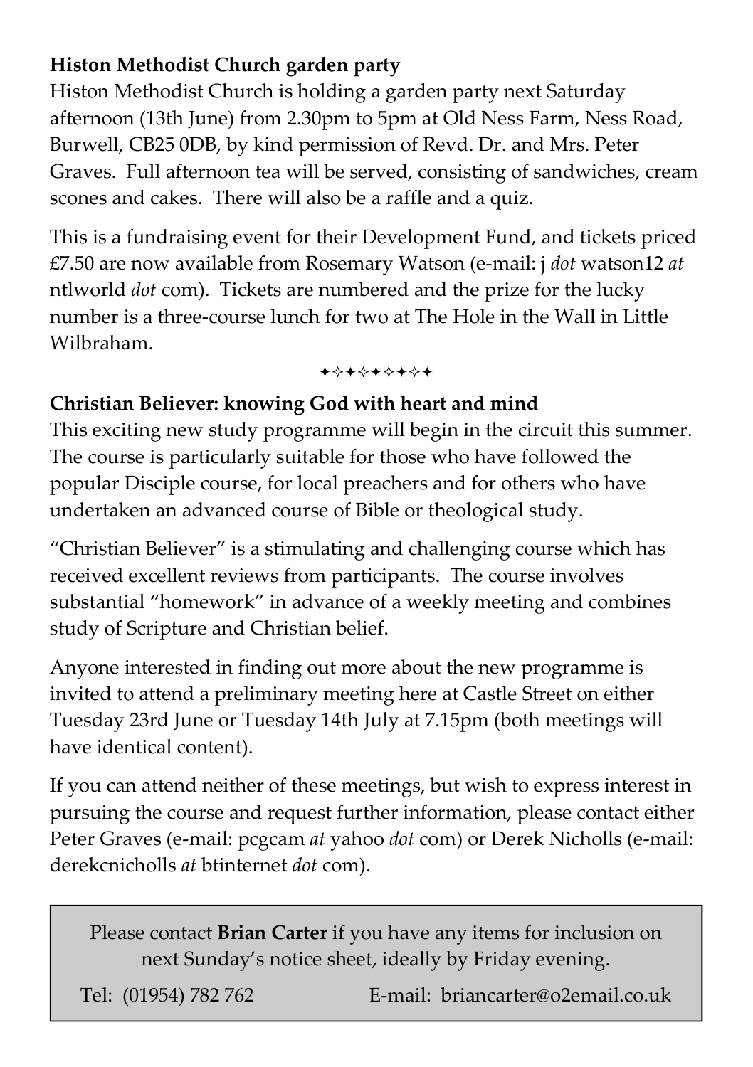**Histon Methodist Church garden party**

Histon Methodist Church is holding a garden party next Saturday afternoon (13th June) from 2.30pm to 5pm at Old Ness Farm, Ness Road, Burwell, CB25 0DB, by kind permission of Revd. Dr. and Mrs. Peter Graves. Full afternoon tea will be served, consisting of sandwiches, cream scones and cakes. There will also be a raffle and a quiz.

This is a fundraising event for their Development Fund, and tickets priced £7.50 are now available from Rosemary Watson (e-mail: j *dot* watson12 *at* ntlworld *dot* com). Tickets are numbered and the prize for the lucky number is a three-course lunch for two at The Hole in the Wall in Little Wilbraham.

✦✧✦✧✦✧✦✧✦

**Christian Believer: knowing God with heart and mind**

This exciting new study programme will begin in the circuit this summer. The course is particularly suitable for those who have followed the popular Disciple course, for local preachers and for others who have undertaken an advanced course of Bible or theological study.

"Christian Believer" is a stimulating and challenging course which has received excellent reviews from participants. The course involves substantial "homework" in advance of a weekly meeting and combines study of Scripture and Christian belief.

Anyone interested in finding out more about the new programme is invited to attend a preliminary meeting here at Castle Street on either Tuesday 23rd June or Tuesday 14th July at 7.15pm (both meetings will have identical content).

If you can attend neither of these meetings, but wish to express interest in pursuing the course and request further information, please contact either Peter Graves (e-mail: pcgcam *at* yahoo *dot* com) or Derek Nicholls (e-mail: derekcnicholls *at* btinternet *dot* com).

Please contact **Brian Carter** if you have any items for inclusion on next Sunday's notice sheet, ideally by Friday evening.

Tel: (01954) 782 762 E-mail: briancarter@o2email.co.uk